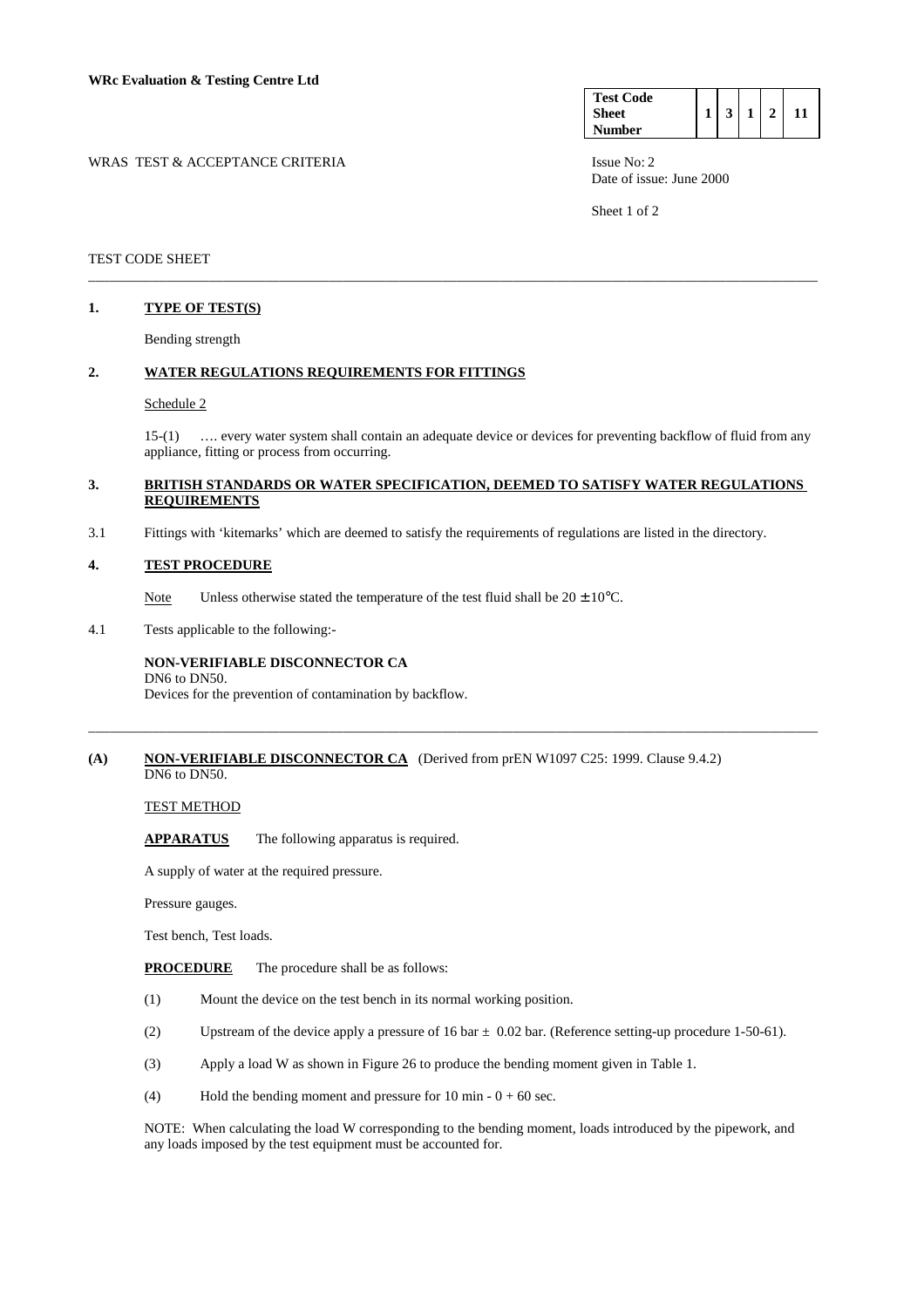**WRc Evaluation & Testing Centre Ltd**

| Test Code Sheet Number | 1 | 3 | 1 | 2 | 11 |
|---|---|---|---|---|---|

WRAS TEST & ACCEPTANCE CRITERIA

Issue No: 2
Date of issue: June 2000

TEST CODE SHEET

---

## 1. TYPE OF TEST(S)

Bending strength

## 2. WATER REGULATIONS REQUIREMENTS FOR FITTINGS

Schedule 2

15-(1) …. every water system shall contain an adequate device or devices for preventing backflow of fluid from any appliance, fitting or process from occurring.

## 3. BRITISH STANDARDS OR WATER SPECIFICATION, DEEMED TO SATISFY WATER REGULATIONS REQUIREMENTS

3.1 Fittings with 'kitemarks' which are deemed to satisfy the requirements of regulations are listed in the directory.

## 4. TEST PROCEDURE

Note Unless otherwise stated the temperature of the test fluid shall be $20 \pm 10°C$.

4.1 Tests applicable to the following:-

**NON-VERIFIABLE DISCONNECTOR CA**
DN6 to DN50.
Devices for the prevention of contamination by backflow.

---

## (A) NON-VERIFIABLE DISCONNECTOR CA (Derived from prEN W1097 C25: 1999. Clause 9.4.2)

DN6 to DN50.

TEST METHOD

**APPARATUS** The following apparatus is required.

A supply of water at the required pressure.

Pressure gauges.

Test bench, Test loads.

**PROCEDURE** The procedure shall be as follows:

(1) Mount the device on the test bench in its normal working position.

(2) Upstream of the device apply a pressure of 16 bar ± 0.02 bar. (Reference setting-up procedure 1-50-61).

(3) Apply a load W as shown in Figure 26 to produce the bending moment given in Table 1.

(4) Hold the bending moment and pressure for 10 min - 0 + 60 sec.

NOTE: When calculating the load W corresponding to the bending moment, loads introduced by the pipework, and any loads imposed by the test equipment must be accounted for.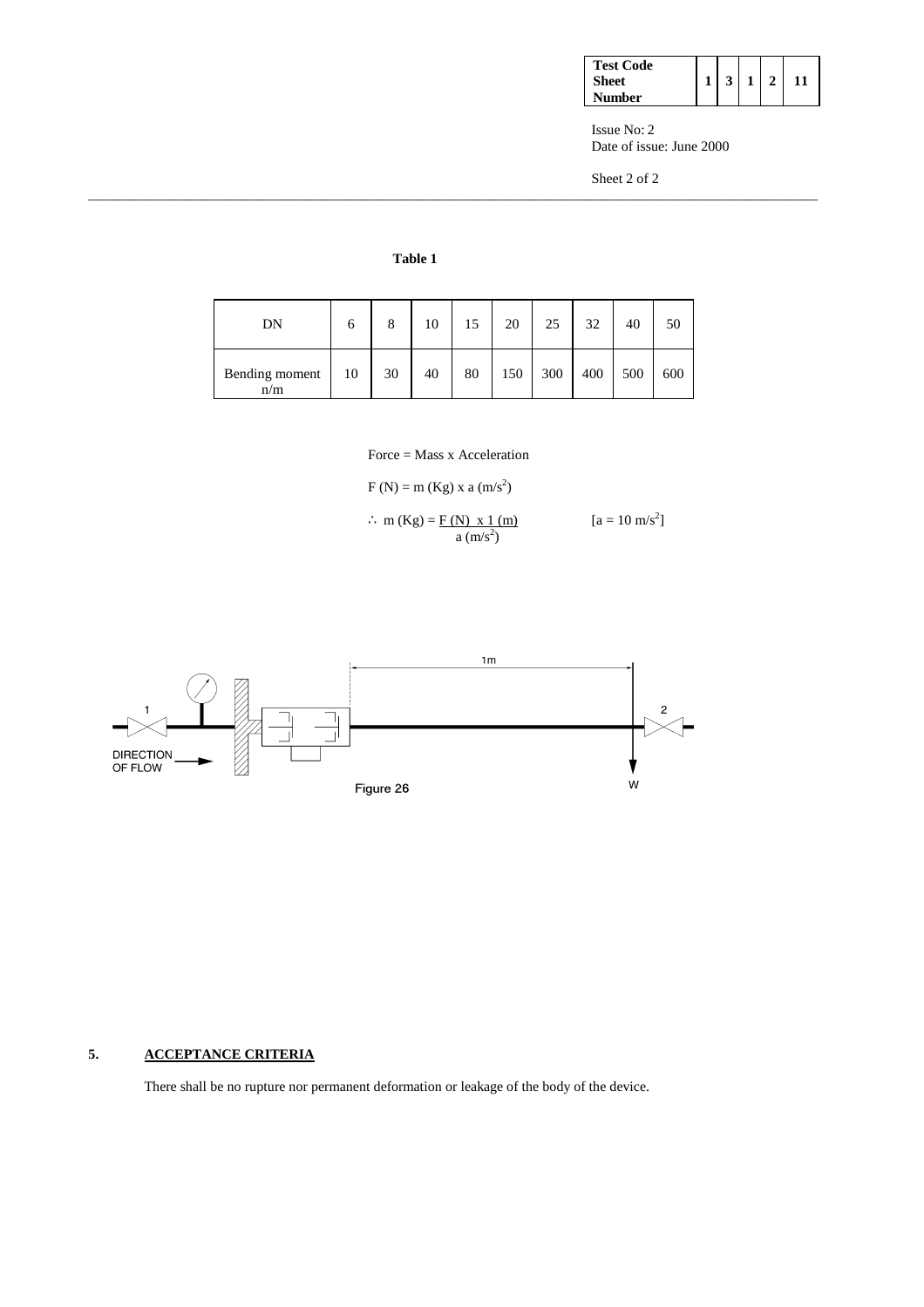**Table 1**

| DN | 6 | 8 | 10 | 15 | 20 | 25 | 32 | 40 | 50 |
|---|---|---|---|---|---|---|---|---|---|
| Bending moment n/m | 10 | 30 | 40 | 80 | 150 | 300 | 400 | 500 | 600 |

Force = Mass x Acceleration

F (N) = m (Kg) x a ($m/s^2$)

$\therefore$ m (Kg) = $\frac{F (N) \times 1 (m)}{a (m/s^2)}$ [a = 10 $m/s^2$]

1m

1

2

DIRECTION OF FLOW

W

Figure 26

## 5. ACCEPTANCE CRITERIA

There shall be no rupture nor permanent deformation or leakage of the body of the device.